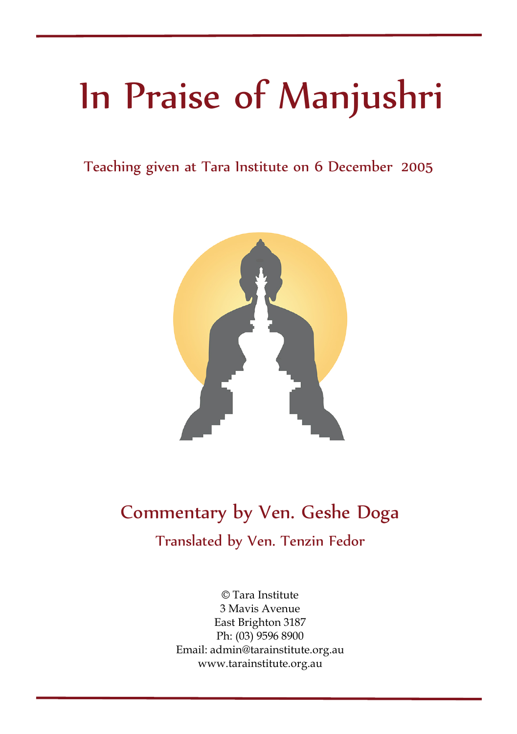# In Praise of Manjushri

Teaching given at Tara Institute on 6 December 2005

## Commentary by Ven. Geshe Doga

Translated by Ven. Tenzin Fedor

© Tara Institute
3 Mavis Avenue
East Brighton 3187
Ph: (03) 9596 8900
Email: admin@tarainstitute.org.au
www.tarainstitute.org.au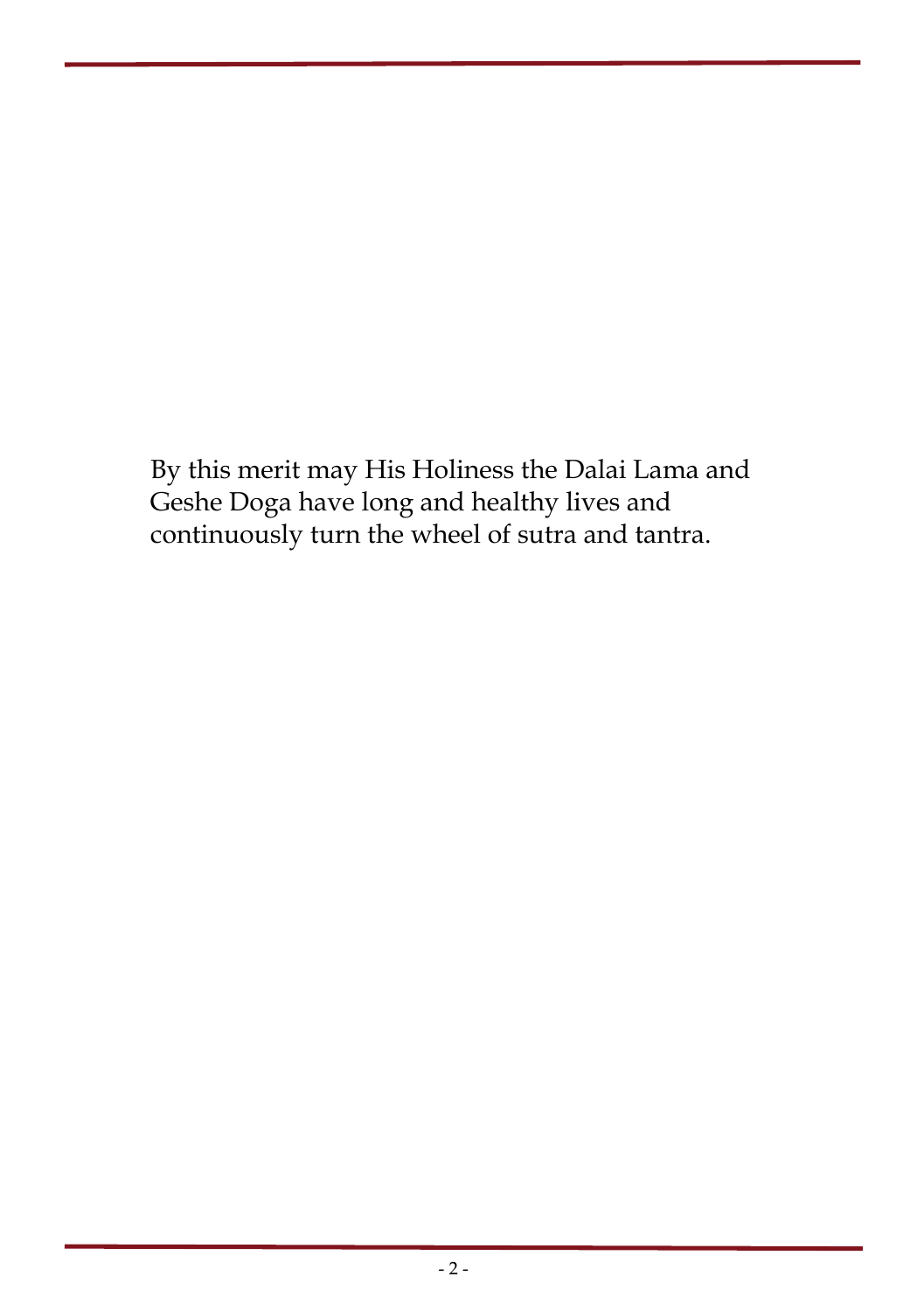By this merit may His Holiness the Dalai Lama and Geshe Doga have long and healthy lives and continuously turn the wheel of sutra and tantra.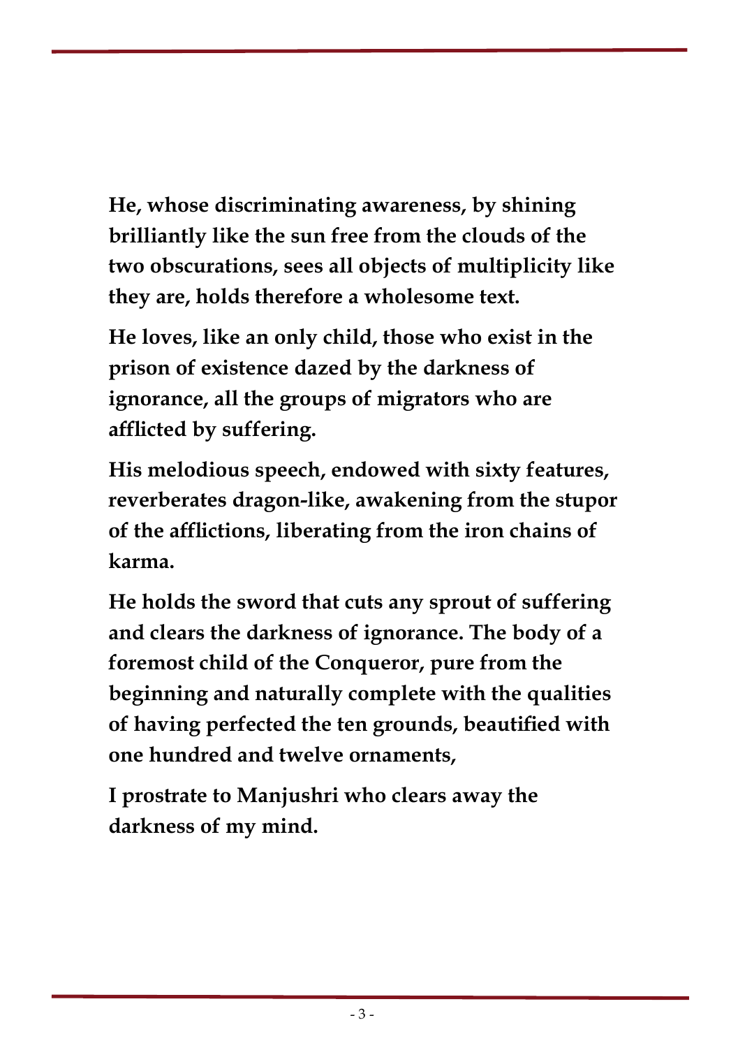**He, whose discriminating awareness, by shining brilliantly like the sun free from the clouds of the two obscurations, sees all objects of multiplicity like they are, holds therefore a wholesome text.**

**He loves, like an only child, those who exist in the prison of existence dazed by the darkness of ignorance, all the groups of migrators who are afflicted by suffering.**

**His melodious speech, endowed with sixty features, reverberates dragon-like, awakening from the stupor of the afflictions, liberating from the iron chains of karma.**

**He holds the sword that cuts any sprout of suffering and clears the darkness of ignorance. The body of a foremost child of the Conqueror, pure from the beginning and naturally complete with the qualities of having perfected the ten grounds, beautified with one hundred and twelve ornaments,**

**I prostrate to Manjushri who clears away the darkness of my mind.**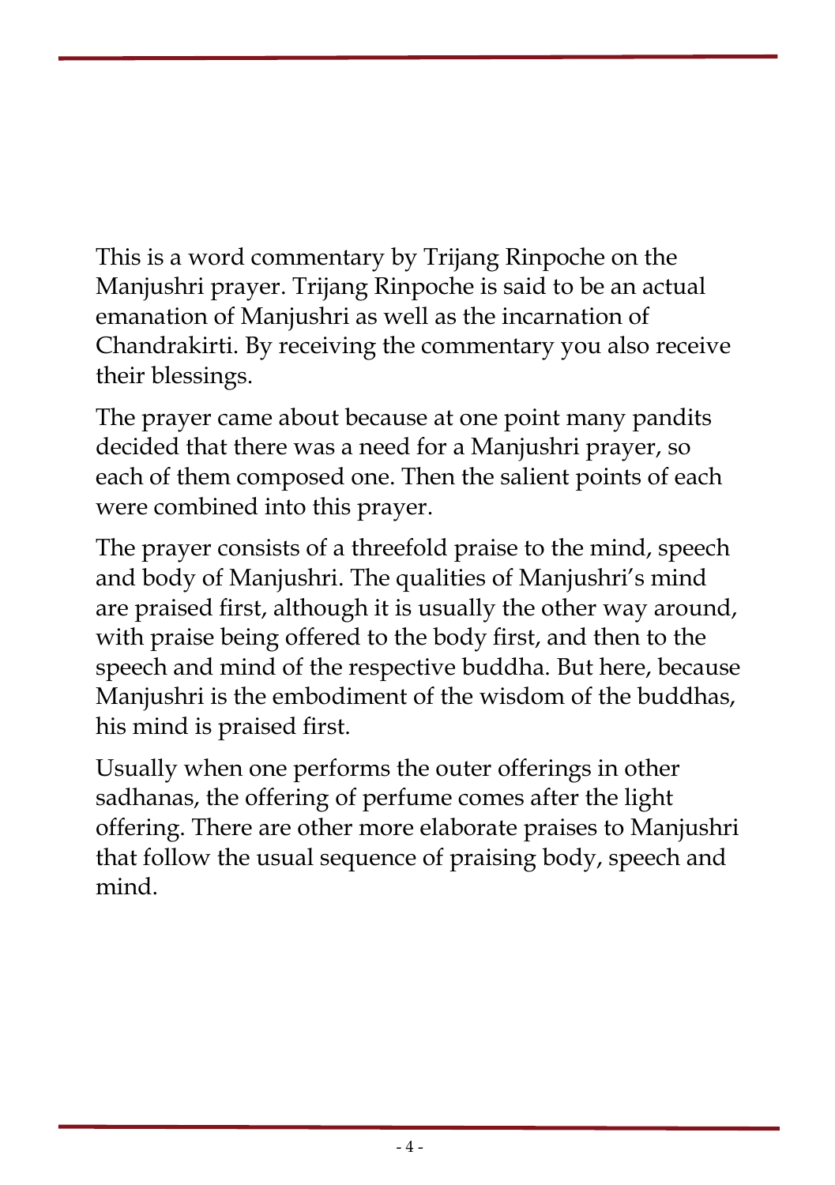This is a word commentary by Trijang Rinpoche on the Manjushri prayer. Trijang Rinpoche is said to be an actual emanation of Manjushri as well as the incarnation of Chandrakirti. By receiving the commentary you also receive their blessings.

The prayer came about because at one point many pandits decided that there was a need for a Manjushri prayer, so each of them composed one. Then the salient points of each were combined into this prayer.

The prayer consists of a threefold praise to the mind, speech and body of Manjushri. The qualities of Manjushri's mind are praised first, although it is usually the other way around, with praise being offered to the body first, and then to the speech and mind of the respective buddha. But here, because Manjushri is the embodiment of the wisdom of the buddhas, his mind is praised first.

Usually when one performs the outer offerings in other sadhanas, the offering of perfume comes after the light offering. There are other more elaborate praises to Manjushri that follow the usual sequence of praising body, speech and mind.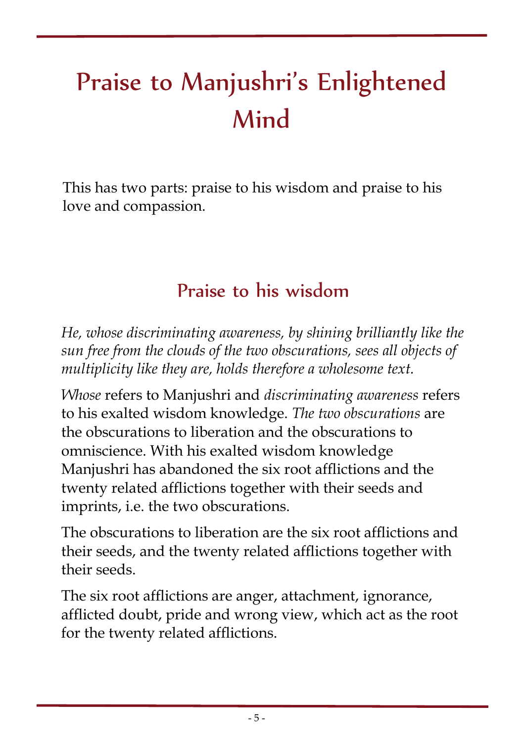# Praise to Manjushri's Enlightened Mind

This has two parts: praise to his wisdom and praise to his love and compassion.

## Praise to his wisdom

*He, whose discriminating awareness, by shining brilliantly like the sun free from the clouds of the two obscurations, sees all objects of multiplicity like they are, holds therefore a wholesome text.*

*Whose* refers to Manjushri and *discriminating awareness* refers to his exalted wisdom knowledge. *The two obscurations* are the obscurations to liberation and the obscurations to omniscience. With his exalted wisdom knowledge Manjushri has abandoned the six root afflictions and the twenty related afflictions together with their seeds and imprints, i.e. the two obscurations.

The obscurations to liberation are the six root afflictions and their seeds, and the twenty related afflictions together with their seeds.

The six root afflictions are anger, attachment, ignorance, afflicted doubt, pride and wrong view, which act as the root for the twenty related afflictions.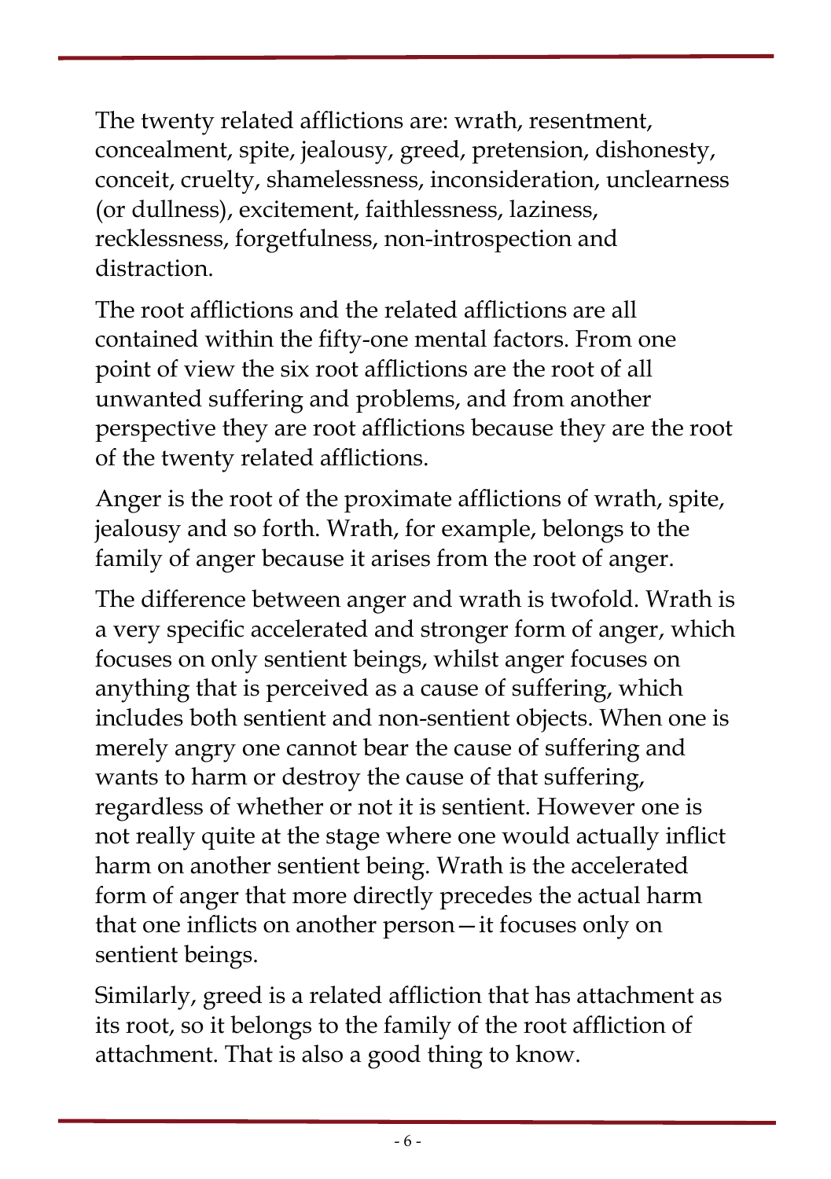The twenty related afflictions are: wrath, resentment, concealment, spite, jealousy, greed, pretension, dishonesty, conceit, cruelty, shamelessness, inconsideration, unclearness (or dullness), excitement, faithlessness, laziness, recklessness, forgetfulness, non-introspection and distraction.

The root afflictions and the related afflictions are all contained within the fifty-one mental factors. From one point of view the six root afflictions are the root of all unwanted suffering and problems, and from another perspective they are root afflictions because they are the root of the twenty related afflictions.

Anger is the root of the proximate afflictions of wrath, spite, jealousy and so forth. Wrath, for example, belongs to the family of anger because it arises from the root of anger.

The difference between anger and wrath is twofold. Wrath is a very specific accelerated and stronger form of anger, which focuses on only sentient beings, whilst anger focuses on anything that is perceived as a cause of suffering, which includes both sentient and non-sentient objects. When one is merely angry one cannot bear the cause of suffering and wants to harm or destroy the cause of that suffering, regardless of whether or not it is sentient. However one is not really quite at the stage where one would actually inflict harm on another sentient being. Wrath is the accelerated form of anger that more directly precedes the actual harm that one inflicts on another person—it focuses only on sentient beings.

Similarly, greed is a related affliction that has attachment as its root, so it belongs to the family of the root affliction of attachment. That is also a good thing to know.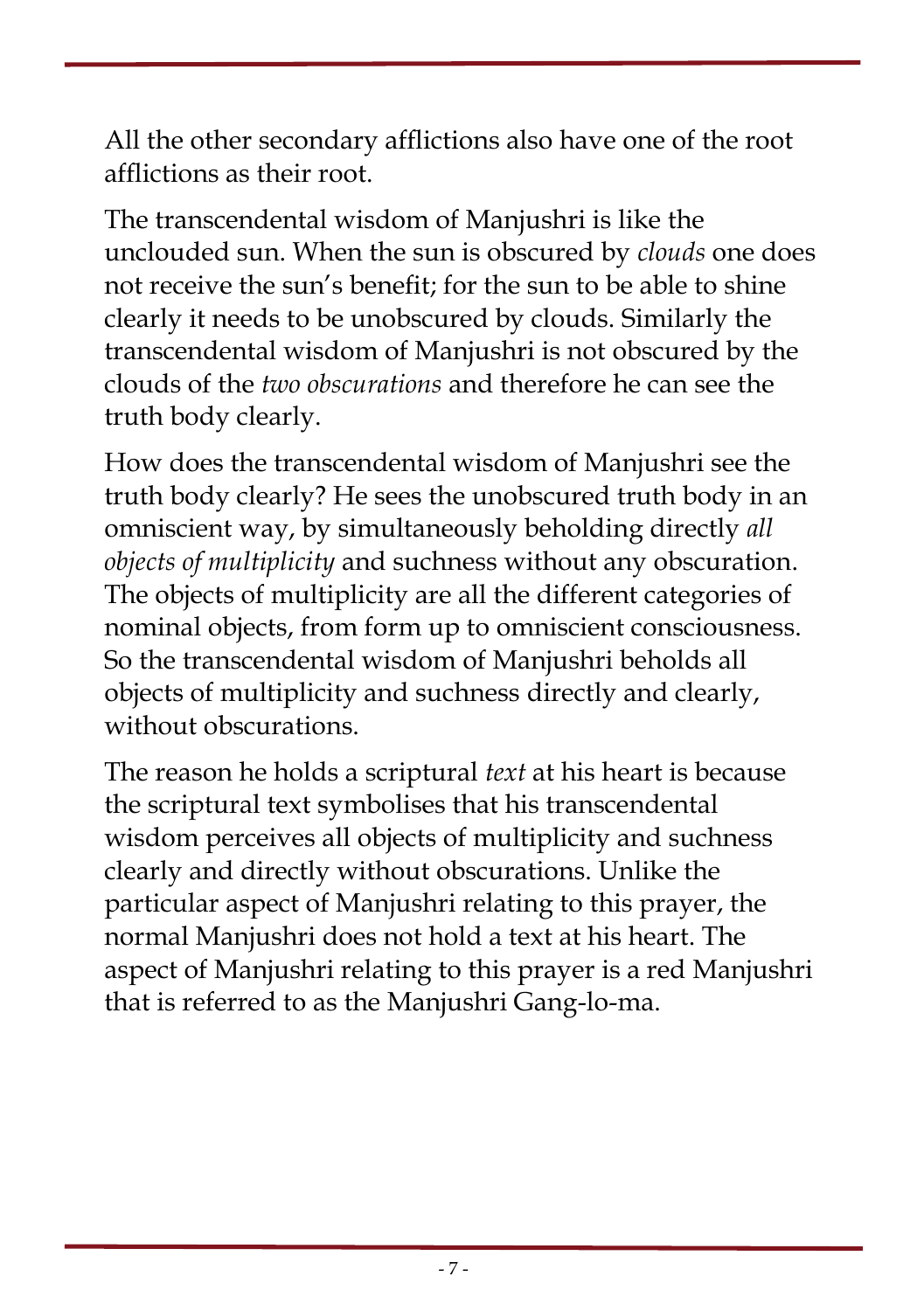All the other secondary afflictions also have one of the root afflictions as their root.

The transcendental wisdom of Manjushri is like the unclouded sun. When the sun is obscured by *clouds* one does not receive the sun's benefit; for the sun to be able to shine clearly it needs to be unobscured by clouds. Similarly the transcendental wisdom of Manjushri is not obscured by the clouds of the *two obscurations* and therefore he can see the truth body clearly.

How does the transcendental wisdom of Manjushri see the truth body clearly? He sees the unobscured truth body in an omniscient way, by simultaneously beholding directly *all objects of multiplicity* and suchness without any obscuration. The objects of multiplicity are all the different categories of nominal objects, from form up to omniscient consciousness. So the transcendental wisdom of Manjushri beholds all objects of multiplicity and suchness directly and clearly, without obscurations.

The reason he holds a scriptural *text* at his heart is because the scriptural text symbolises that his transcendental wisdom perceives all objects of multiplicity and suchness clearly and directly without obscurations. Unlike the particular aspect of Manjushri relating to this prayer, the normal Manjushri does not hold a text at his heart. The aspect of Manjushri relating to this prayer is a red Manjushri that is referred to as the Manjushri Gang-lo-ma.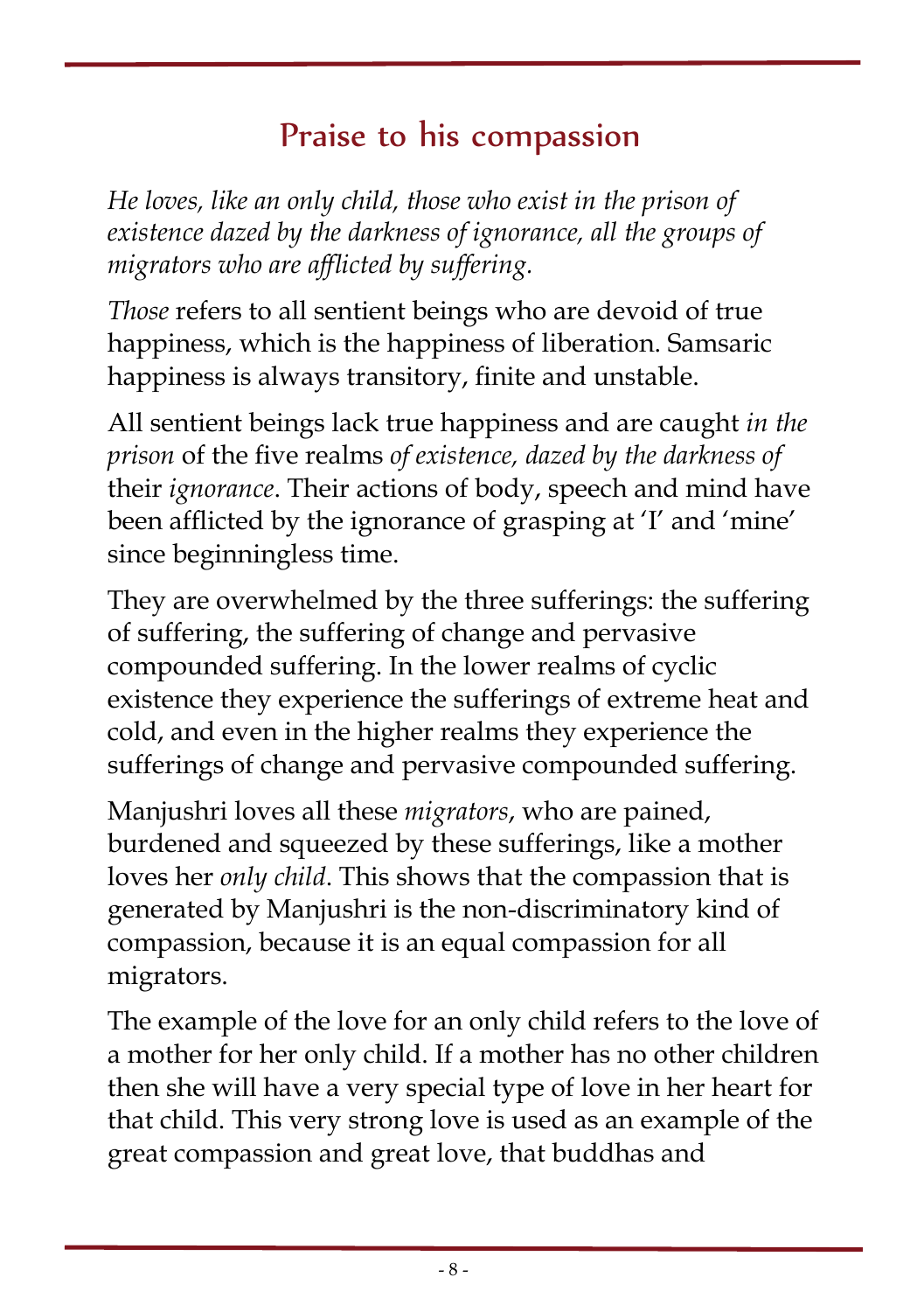## Praise to his compassion

*He loves, like an only child, those who exist in the prison of existence dazed by the darkness of ignorance, all the groups of migrators who are afflicted by suffering.*

*Those* refers to all sentient beings who are devoid of true happiness, which is the happiness of liberation. Samsaric happiness is always transitory, finite and unstable.

All sentient beings lack true happiness and are caught *in the prison* of the five realms *of existence, dazed by the darkness of* their *ignorance*. Their actions of body, speech and mind have been afflicted by the ignorance of grasping at 'I' and 'mine' since beginningless time.

They are overwhelmed by the three sufferings: the suffering of suffering, the suffering of change and pervasive compounded suffering. In the lower realms of cyclic existence they experience the sufferings of extreme heat and cold, and even in the higher realms they experience the sufferings of change and pervasive compounded suffering.

Manjushri loves all these *migrators*, who are pained, burdened and squeezed by these sufferings, like a mother loves her *only child*. This shows that the compassion that is generated by Manjushri is the non-discriminatory kind of compassion, because it is an equal compassion for all migrators.

The example of the love for an only child refers to the love of a mother for her only child. If a mother has no other children then she will have a very special type of love in her heart for that child. This very strong love is used as an example of the great compassion and great love, that buddhas and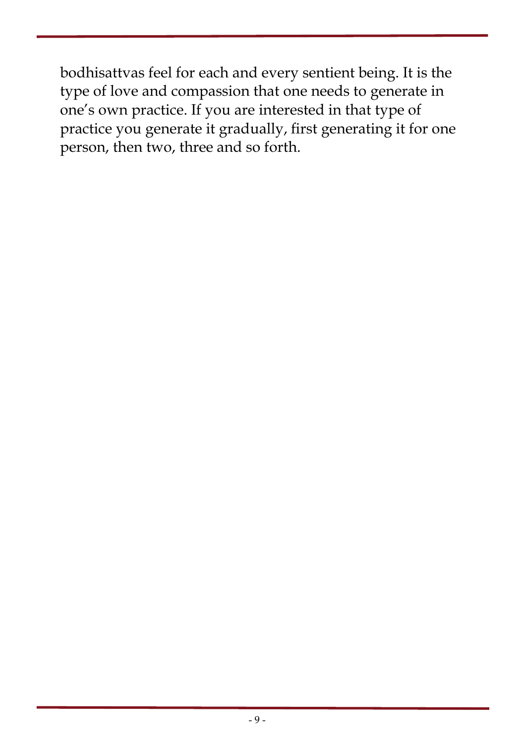bodhisattvas feel for each and every sentient being. It is the type of love and compassion that one needs to generate in one's own practice. If you are interested in that type of practice you generate it gradually, first generating it for one person, then two, three and so forth.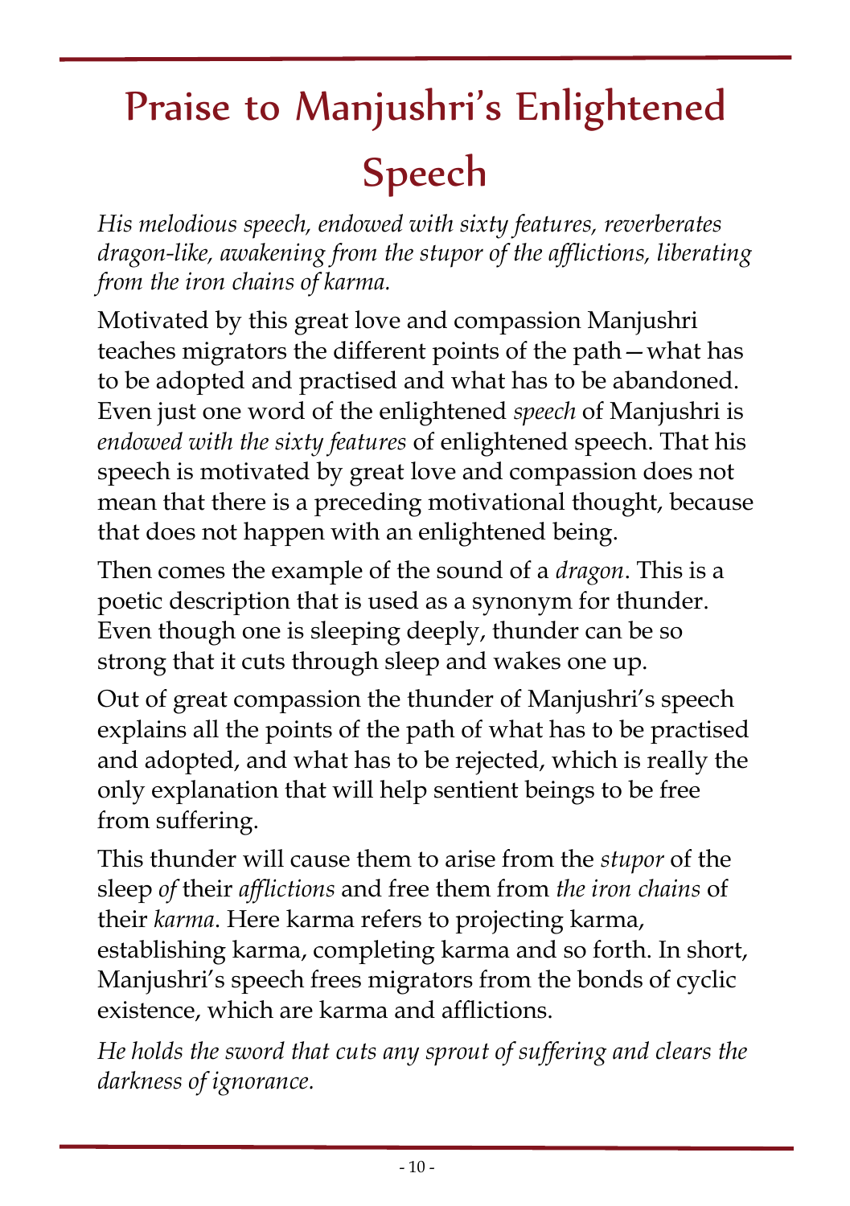# Praise to Manjushri's Enlightened Speech

*His melodious speech, endowed with sixty features, reverberates dragon-like, awakening from the stupor of the afflictions, liberating from the iron chains of karma.*

Motivated by this great love and compassion Manjushri teaches migrators the different points of the path—what has to be adopted and practised and what has to be abandoned. Even just one word of the enlightened *speech* of Manjushri is *endowed with the sixty features* of enlightened speech. That his speech is motivated by great love and compassion does not mean that there is a preceding motivational thought, because that does not happen with an enlightened being.

Then comes the example of the sound of a *dragon*. This is a poetic description that is used as a synonym for thunder. Even though one is sleeping deeply, thunder can be so strong that it cuts through sleep and wakes one up.

Out of great compassion the thunder of Manjushri's speech explains all the points of the path of what has to be practised and adopted, and what has to be rejected, which is really the only explanation that will help sentient beings to be free from suffering.

This thunder will cause them to arise from the *stupor* of the sleep *of* their *afflictions* and free them from *the iron chains* of their *karma*. Here karma refers to projecting karma, establishing karma, completing karma and so forth. In short, Manjushri's speech frees migrators from the bonds of cyclic existence, which are karma and afflictions.

*He holds the sword that cuts any sprout of suffering and clears the darkness of ignorance.*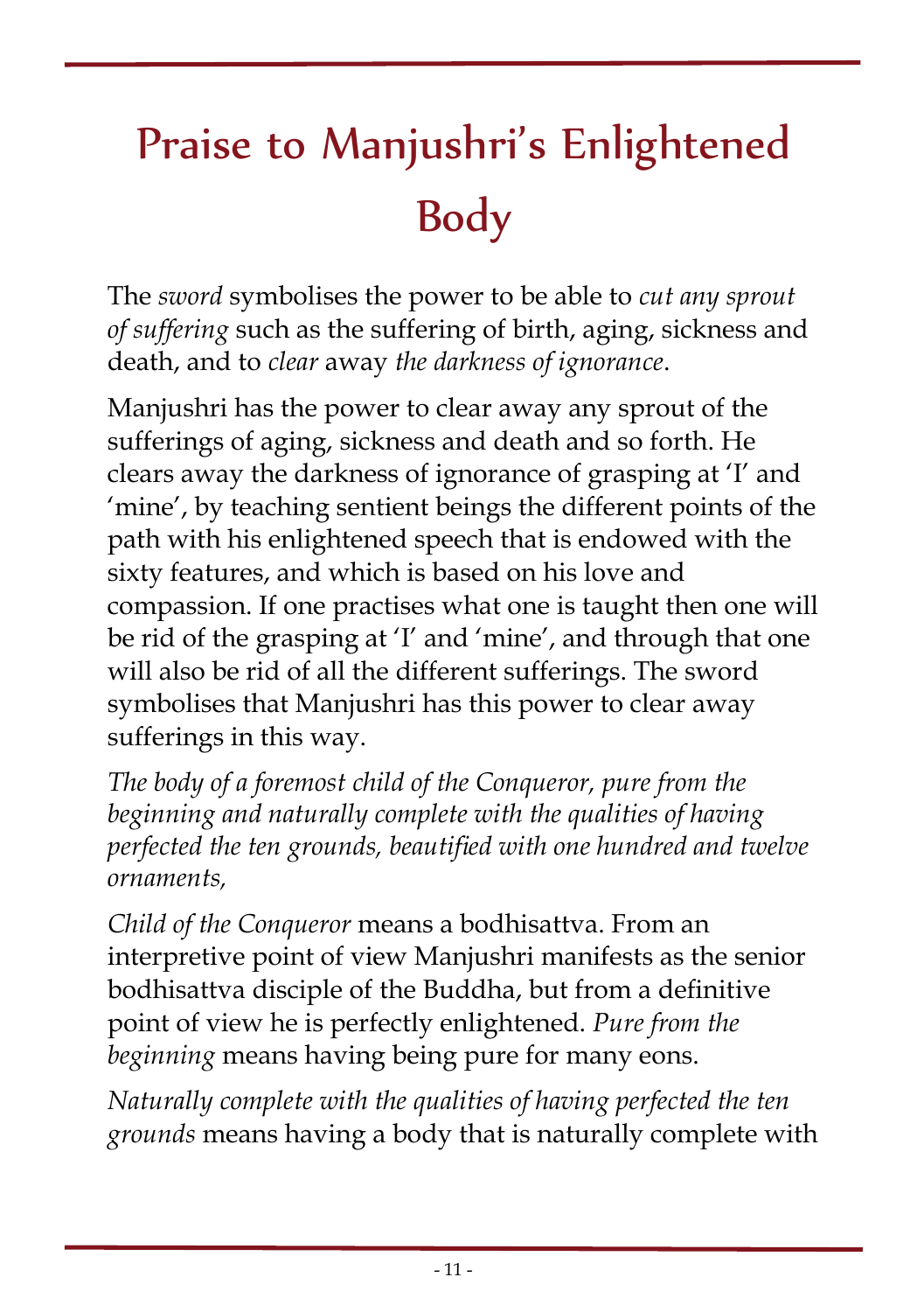# Praise to Manjushri's Enlightened Body

The *sword* symbolises the power to be able to *cut any sprout of suffering* such as the suffering of birth, aging, sickness and death, and to *clear* away *the darkness of ignorance*.

Manjushri has the power to clear away any sprout of the sufferings of aging, sickness and death and so forth. He clears away the darkness of ignorance of grasping at 'I' and 'mine', by teaching sentient beings the different points of the path with his enlightened speech that is endowed with the sixty features, and which is based on his love and compassion. If one practises what one is taught then one will be rid of the grasping at 'I' and 'mine', and through that one will also be rid of all the different sufferings. The sword symbolises that Manjushri has this power to clear away sufferings in this way.

*The body of a foremost child of the Conqueror, pure from the beginning and naturally complete with the qualities of having perfected the ten grounds, beautified with one hundred and twelve ornaments,*

*Child of the Conqueror* means a bodhisattva. From an interpretive point of view Manjushri manifests as the senior bodhisattva disciple of the Buddha, but from a definitive point of view he is perfectly enlightened. *Pure from the beginning* means having being pure for many eons.

*Naturally complete with the qualities of having perfected the ten grounds* means having a body that is naturally complete with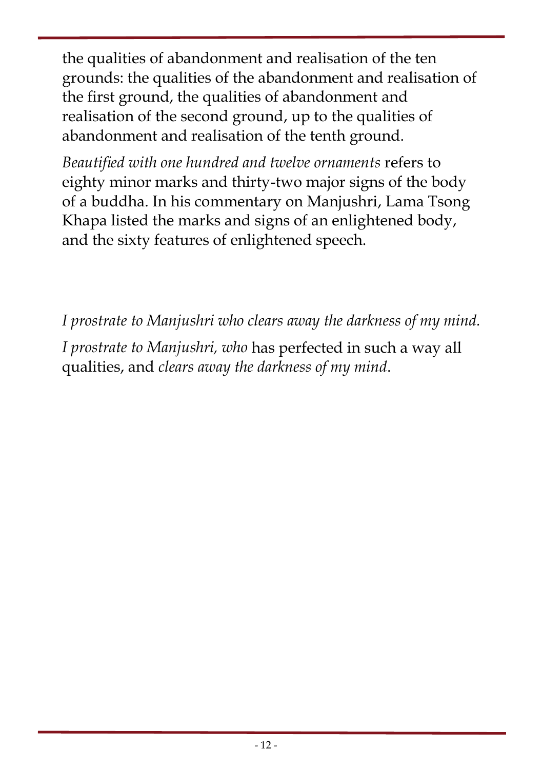the qualities of abandonment and realisation of the ten grounds: the qualities of the abandonment and realisation of the first ground, the qualities of abandonment and realisation of the second ground, up to the qualities of abandonment and realisation of the tenth ground.

*Beautified with one hundred and twelve ornaments* refers to eighty minor marks and thirty-two major signs of the body of a buddha. In his commentary on Manjushri, Lama Tsong Khapa listed the marks and signs of an enlightened body, and the sixty features of enlightened speech.

*I prostrate to Manjushri who clears away the darkness of my mind.*

*I prostrate to Manjushri, who* has perfected in such a way all qualities, and *clears away the darkness of my mind*.